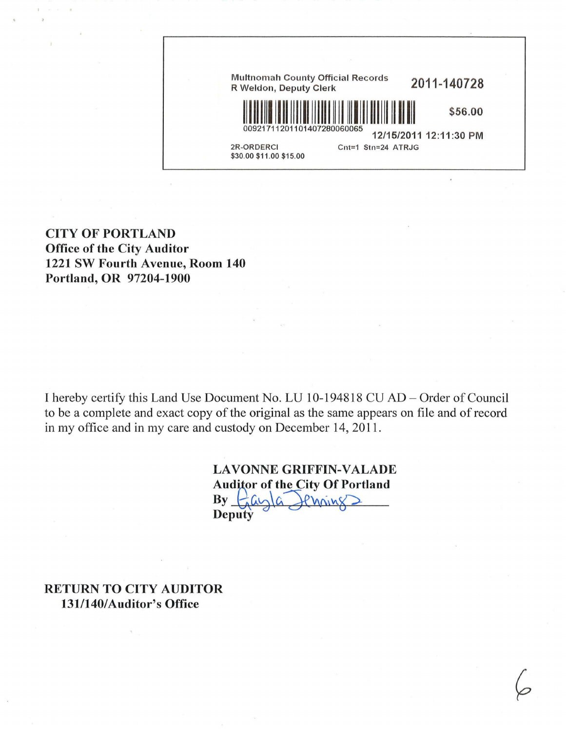Multnomah County Official Records
R Weldon, Deputy Clerk

**2011-140728**

**$56.00**

00921711201101407280060065

**12/15/2011 12:11:30 PM**

2R-ORDERCI Cnt=1 Stn=24 ATRJG
$30.00 $11.00 $15.00

**CITY OF PORTLAND**
**Office of the City Auditor**
**1221 SW Fourth Avenue, Room 140**
**Portland, OR 97204-1900**

I hereby certify this Land Use Document No. LU 10-194818 CU AD – Order of Council to be a complete and exact copy of the original as the same appears on file and of record in my office and in my care and custody on December 14, 2011.

**LAVONNE GRIFFIN-VALADE**
**Auditor of the City Of Portland**
**By** Gayla Jennings
**Deputy**

**RETURN TO CITY AUDITOR**
**131/140/Auditor's Office**

6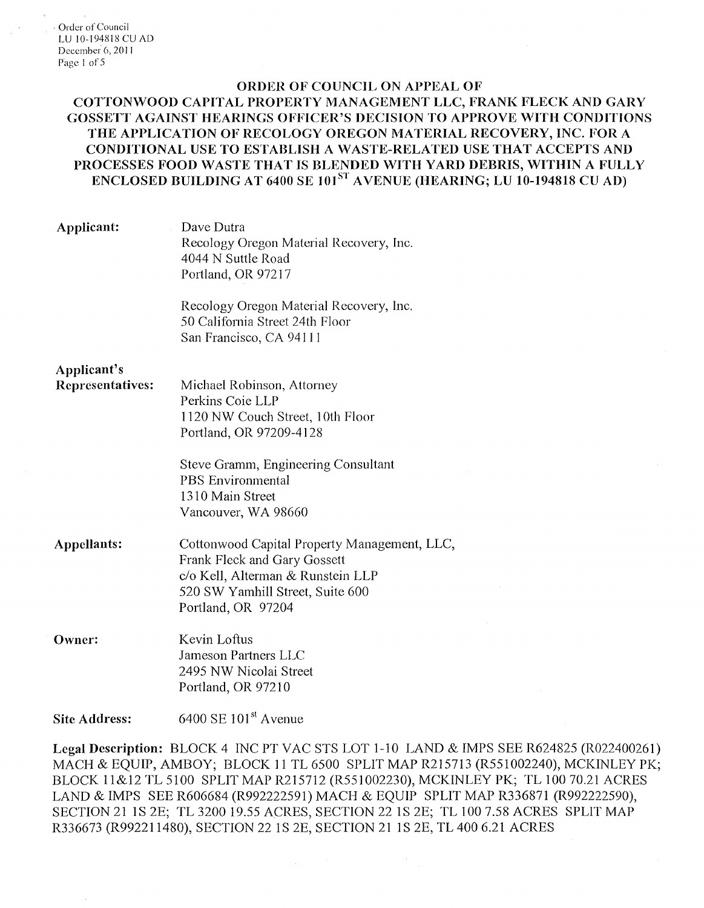## ORDER OF COUNCIL ON APPEAL OF COTTONWOOD CAPITAL PROPERTY MANAGEMENT LLC, FRANK FLECK AND GARY GOSSETT AGAINST HEARINGS OFFICER'S DECISION TO APPROVE WITH CONDITIONS THE APPLICATION OF RECOLOGY OREGON MATERIAL RECOVERY, INC. FOR A CONDITIONAL USE TO ESTABLISH A WASTE-RELATED USE THAT ACCEPTS AND PROCESSES FOOD WASTE THAT IS BLENDED WITH YARD DEBRIS, WITHIN A FULLY ENCLOSED BUILDING AT 6400 SE 101ST AVENUE (HEARING; LU 10-194818 CU AD)

**Applicant:**
Dave Dutra
Recology Oregon Material Recovery, Inc.
4044 N Suttle Road
Portland, OR 97217

Recology Oregon Material Recovery, Inc.
50 California Street 24th Floor
San Francisco, CA 94111

**Applicant's Representatives:**
Michael Robinson, Attorney
Perkins Coie LLP
1120 NW Couch Street, 10th Floor
Portland, OR 97209-4128

Steve Gramm, Engineering Consultant
PBS Environmental
1310 Main Street
Vancouver, WA 98660

**Appellants:**
Cottonwood Capital Property Management, LLC,
Frank Fleck and Gary Gossett
c/o Kell, Alterman & Runstein LLP
520 SW Yamhill Street, Suite 600
Portland, OR 97204

**Owner:**
Kevin Loftus
Jameson Partners LLC
2495 NW Nicolai Street
Portland, OR 97210

**Site Address:** 6400 SE 101st Avenue

**Legal Description:** BLOCK 4 INC PT VAC STS LOT 1-10 LAND & IMPS SEE R624825 (R022400261) MACH & EQUIP, AMBOY; BLOCK 11 TL 6500 SPLIT MAP R215713 (R551002240), MCKINLEY PK; BLOCK 11&12 TL 5100 SPLIT MAP R215712 (R551002230), MCKINLEY PK; TL 100 70.21 ACRES LAND & IMPS SEE R606684 (R992222591) MACH & EQUIP SPLIT MAP R336871 (R992222590), SECTION 21 1S 2E; TL 3200 19.55 ACRES, SECTION 22 1S 2E; TL 100 7.58 ACRES SPLIT MAP R336673 (R992211480), SECTION 22 1S 2E, SECTION 21 1S 2E, TL 400 6.21 ACRES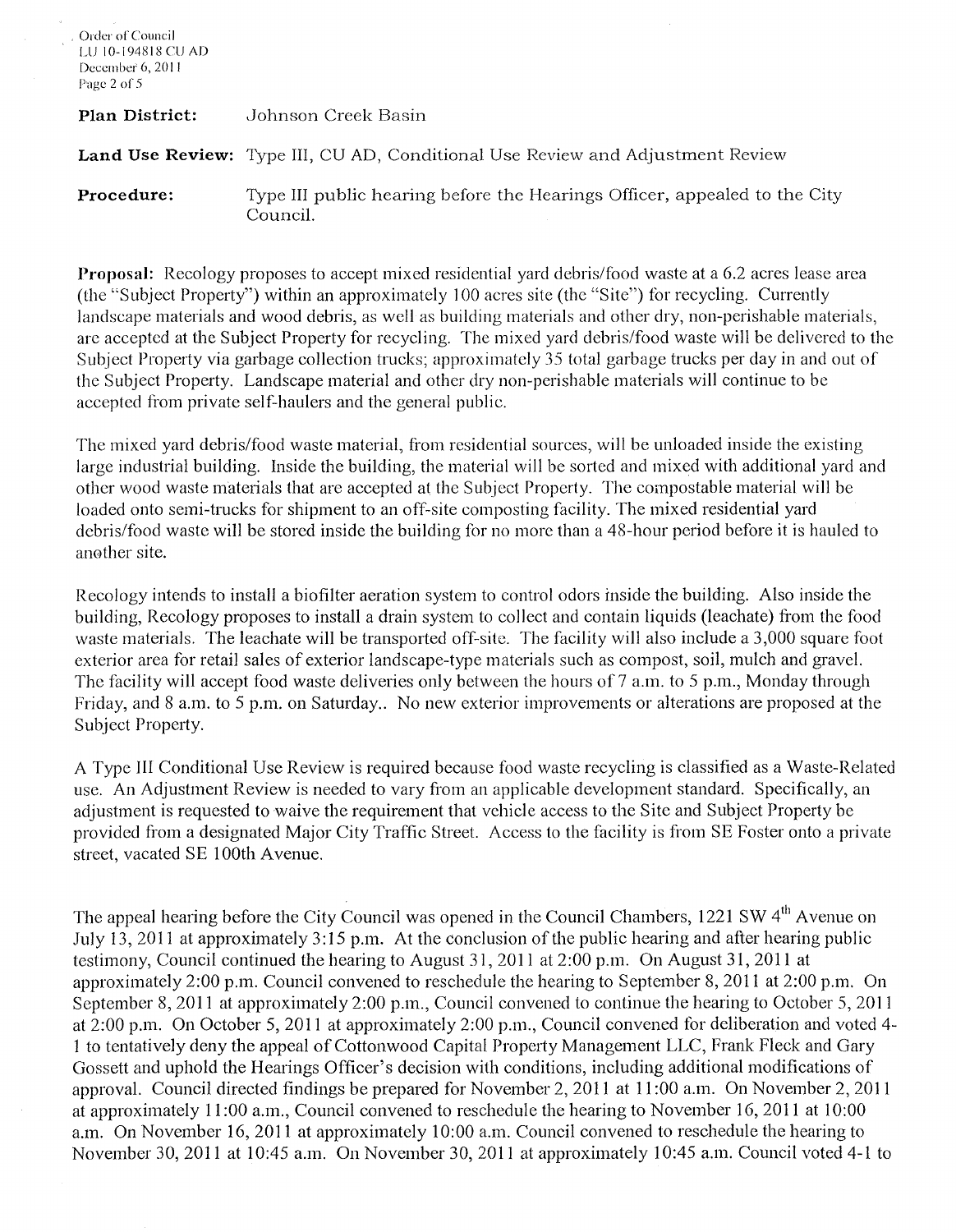**Plan District:** Johnson Creek Basin

**Land Use Review:** Type III, CU AD, Conditional Use Review and Adjustment Review

**Procedure:** Type III public hearing before the Hearings Officer, appealed to the City Council.

**Proposal:** Recology proposes to accept mixed residential yard debris/food waste at a 6.2 acres lease area (the "Subject Property") within an approximately 100 acres site (the "Site") for recycling. Currently landscape materials and wood debris, as well as building materials and other dry, non-perishable materials, are accepted at the Subject Property for recycling. The mixed yard debris/food waste will be delivered to the Subject Property via garbage collection trucks; approximately 35 total garbage trucks per day in and out of the Subject Property. Landscape material and other dry non-perishable materials will continue to be accepted from private self-haulers and the general public.

The mixed yard debris/food waste material, from residential sources, will be unloaded inside the existing large industrial building. Inside the building, the material will be sorted and mixed with additional yard and other wood waste materials that are accepted at the Subject Property. The compostable material will be loaded onto semi-trucks for shipment to an off-site composting facility. The mixed residential yard debris/food waste will be stored inside the building for no more than a 48-hour period before it is hauled to another site.

Recology intends to install a biofilter aeration system to control odors inside the building. Also inside the building, Recology proposes to install a drain system to collect and contain liquids (leachate) from the food waste materials. The leachate will be transported off-site. The facility will also include a 3,000 square foot exterior area for retail sales of exterior landscape-type materials such as compost, soil, mulch and gravel. The facility will accept food waste deliveries only between the hours of 7 a.m. to 5 p.m., Monday through Friday, and 8 a.m. to 5 p.m. on Saturday.. No new exterior improvements or alterations are proposed at the Subject Property.

A Type III Conditional Use Review is required because food waste recycling is classified as a Waste-Related use. An Adjustment Review is needed to vary from an applicable development standard. Specifically, an adjustment is requested to waive the requirement that vehicle access to the Site and Subject Property be provided from a designated Major City Traffic Street. Access to the facility is from SE Foster onto a private street, vacated SE 100th Avenue.

The appeal hearing before the City Council was opened in the Council Chambers, 1221 SW 4th Avenue on July 13, 2011 at approximately 3:15 p.m. At the conclusion of the public hearing and after hearing public testimony, Council continued the hearing to August 31, 2011 at 2:00 p.m. On August 31, 2011 at approximately 2:00 p.m. Council convened to reschedule the hearing to September 8, 2011 at 2:00 p.m. On September 8, 2011 at approximately 2:00 p.m., Council convened to continue the hearing to October 5, 2011 at 2:00 p.m. On October 5, 2011 at approximately 2:00 p.m., Council convened for deliberation and voted 4-1 to tentatively deny the appeal of Cottonwood Capital Property Management LLC, Frank Fleck and Gary Gossett and uphold the Hearings Officer's decision with conditions, including additional modifications of approval. Council directed findings be prepared for November 2, 2011 at 11:00 a.m. On November 2, 2011 at approximately 11:00 a.m., Council convened to reschedule the hearing to November 16, 2011 at 10:00 a.m. On November 16, 2011 at approximately 10:00 a.m. Council convened to reschedule the hearing to November 30, 2011 at 10:45 a.m. On November 30, 2011 at approximately 10:45 a.m. Council voted 4-1 to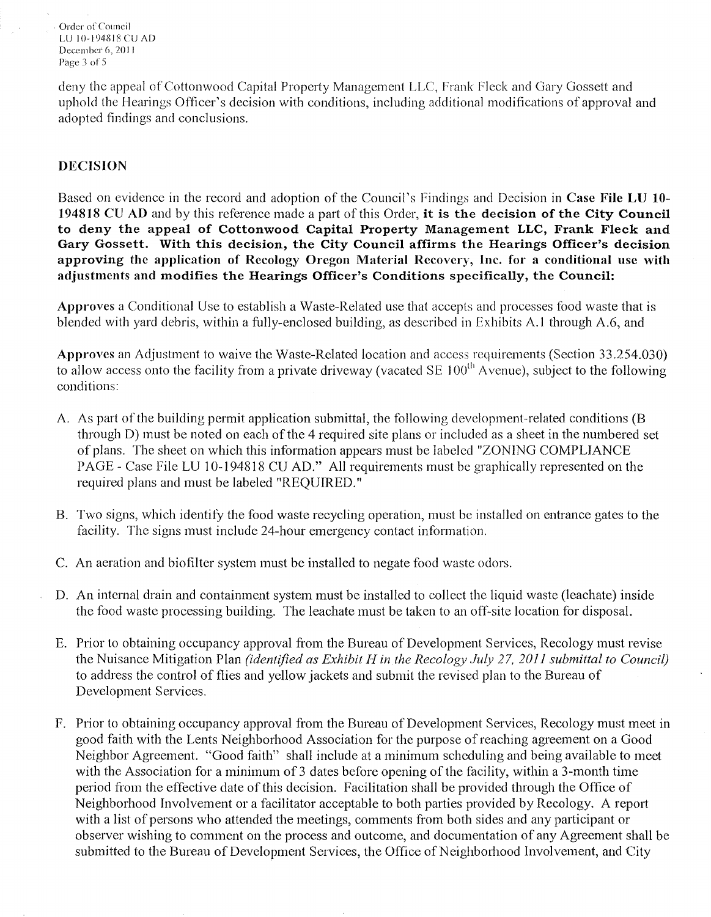deny the appeal of Cottonwood Capital Property Management LLC, Frank Fleck and Gary Gossett and uphold the Hearings Officer's decision with conditions, including additional modifications of approval and adopted findings and conclusions.

## DECISION

Based on evidence in the record and adoption of the Council's Findings and Decision in **Case File LU 10-194818 CU AD** and by this reference made a part of this Order, **it is the decision of the City Council to deny the appeal of Cottonwood Capital Property Management LLC, Frank Fleck and Gary Gossett. With this decision, the City Council affirms the Hearings Officer's decision approving the application of Recology Oregon Material Recovery, Inc. for a conditional use with adjustments and modifies the Hearings Officer's Conditions specifically, the Council:**

**Approves** a Conditional Use to establish a Waste-Related use that accepts and processes food waste that is blended with yard debris, within a fully-enclosed building, as described in Exhibits A.1 through A.6, and

**Approves** an Adjustment to waive the Waste-Related location and access requirements (Section 33.254.030) to allow access onto the facility from a private driveway (vacated SE 100th Avenue), subject to the following conditions:

A. As part of the building permit application submittal, the following development-related conditions (B through D) must be noted on each of the 4 required site plans or included as a sheet in the numbered set of plans. The sheet on which this information appears must be labeled "ZONING COMPLIANCE PAGE - Case File LU 10-194818 CU AD." All requirements must be graphically represented on the required plans and must be labeled "REQUIRED."

B. Two signs, which identify the food waste recycling operation, must be installed on entrance gates to the facility. The signs must include 24-hour emergency contact information.

C. An aeration and biofilter system must be installed to negate food waste odors.

D. An internal drain and containment system must be installed to collect the liquid waste (leachate) inside the food waste processing building. The leachate must be taken to an off-site location for disposal.

E. Prior to obtaining occupancy approval from the Bureau of Development Services, Recology must revise the Nuisance Mitigation Plan *(identified as Exhibit H in the Recology July 27, 2011 submittal to Council)* to address the control of flies and yellow jackets and submit the revised plan to the Bureau of Development Services.

F. Prior to obtaining occupancy approval from the Bureau of Development Services, Recology must meet in good faith with the Lents Neighborhood Association for the purpose of reaching agreement on a Good Neighbor Agreement. "Good faith" shall include at a minimum scheduling and being available to meet with the Association for a minimum of 3 dates before opening of the facility, within a 3-month time period from the effective date of this decision. Facilitation shall be provided through the Office of Neighborhood Involvement or a facilitator acceptable to both parties provided by Recology. A report with a list of persons who attended the meetings, comments from both sides and any participant or observer wishing to comment on the process and outcome, and documentation of any Agreement shall be submitted to the Bureau of Development Services, the Office of Neighborhood Involvement, and City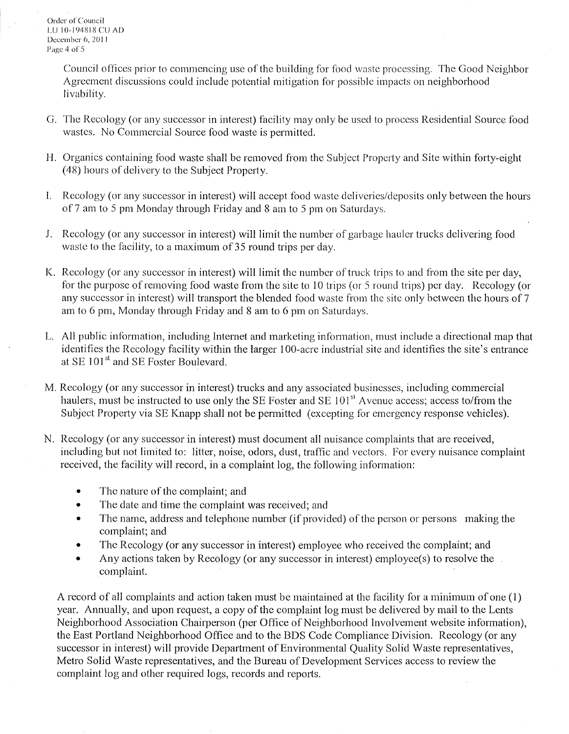Council offices prior to commencing use of the building for food waste processing. The Good Neighbor Agreement discussions could include potential mitigation for possible impacts on neighborhood livability.

G. The Recology (or any successor in interest) facility may only be used to process Residential Source food wastes. No Commercial Source food waste is permitted.

H. Organics containing food waste shall be removed from the Subject Property and Site within forty-eight (48) hours of delivery to the Subject Property.

I. Recology (or any successor in interest) will accept food waste deliveries/deposits only between the hours of 7 am to 5 pm Monday through Friday and 8 am to 5 pm on Saturdays.

J. Recology (or any successor in interest) will limit the number of garbage hauler trucks delivering food waste to the facility, to a maximum of 35 round trips per day.

K. Recology (or any successor in interest) will limit the number of truck trips to and from the site per day, for the purpose of removing food waste from the site to 10 trips (or 5 round trips) per day. Recology (or any successor in interest) will transport the blended food waste from the site only between the hours of 7 am to 6 pm, Monday through Friday and 8 am to 6 pm on Saturdays.

L. All public information, including Internet and marketing information, must include a directional map that identifies the Recology facility within the larger 100-acre industrial site and identifies the site's entrance at SE 101st and SE Foster Boulevard.

M. Recology (or any successor in interest) trucks and any associated businesses, including commercial haulers, must be instructed to use only the SE Foster and SE 101st Avenue access; access to/from the Subject Property via SE Knapp shall not be permitted (excepting for emergency response vehicles).

N. Recology (or any successor in interest) must document all nuisance complaints that are received, including but not limited to: litter, noise, odors, dust, traffic and vectors. For every nuisance complaint received, the facility will record, in a complaint log, the following information:

- The nature of the complaint; and
- The date and time the complaint was received; and
- The name, address and telephone number (if provided) of the person or persons making the complaint; and
- The Recology (or any successor in interest) employee who received the complaint; and
- Any actions taken by Recology (or any successor in interest) employee(s) to resolve the complaint.

A record of all complaints and action taken must be maintained at the facility for a minimum of one (1) year. Annually, and upon request, a copy of the complaint log must be delivered by mail to the Lents Neighborhood Association Chairperson (per Office of Neighborhood Involvement website information), the East Portland Neighborhood Office and to the BDS Code Compliance Division. Recology (or any successor in interest) will provide Department of Environmental Quality Solid Waste representatives, Metro Solid Waste representatives, and the Bureau of Development Services access to review the complaint log and other required logs, records and reports.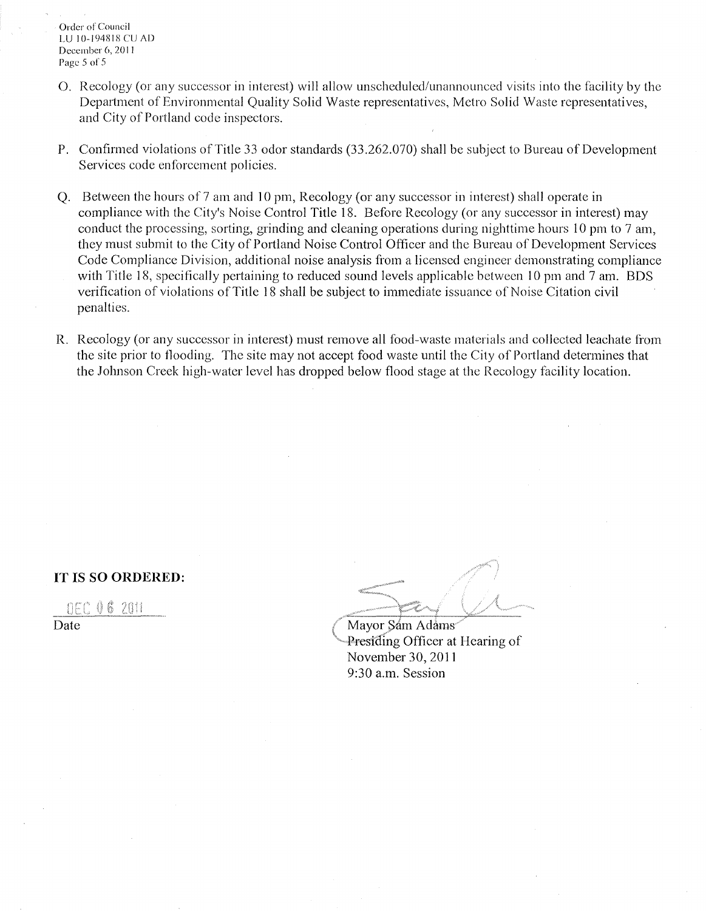O. Recology (or any successor in interest) will allow unscheduled/unannounced visits into the facility by the Department of Environmental Quality Solid Waste representatives, Metro Solid Waste representatives, and City of Portland code inspectors.

P. Confirmed violations of Title 33 odor standards (33.262.070) shall be subject to Bureau of Development Services code enforcement policies.

Q. Between the hours of 7 am and 10 pm, Recology (or any successor in interest) shall operate in compliance with the City's Noise Control Title 18. Before Recology (or any successor in interest) may conduct the processing, sorting, grinding and cleaning operations during nighttime hours 10 pm to 7 am, they must submit to the City of Portland Noise Control Officer and the Bureau of Development Services Code Compliance Division, additional noise analysis from a licensed engineer demonstrating compliance with Title 18, specifically pertaining to reduced sound levels applicable between 10 pm and 7 am. BDS verification of violations of Title 18 shall be subject to immediate issuance of Noise Citation civil penalties.

R. Recology (or any successor in interest) must remove all food-waste materials and collected leachate from the site prior to flooding. The site may not accept food waste until the City of Portland determines that the Johnson Creek high-water level has dropped below flood stage at the Recology facility location.

**IT IS SO ORDERED:**

DEC 06 2011
Date

Mayor Sam Adams
Presiding Officer at Hearing of
November 30, 2011
9:30 a.m. Session